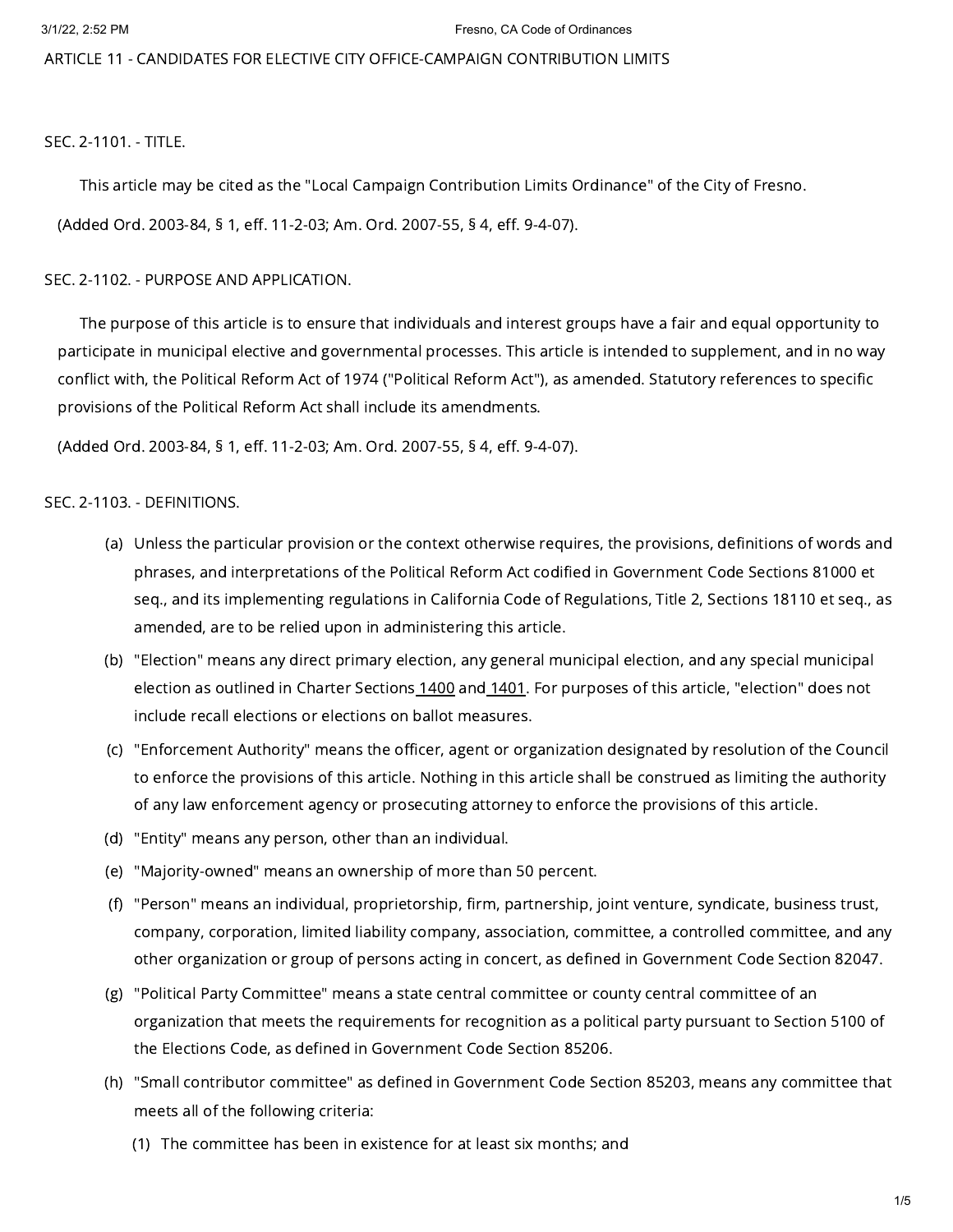# ARTICLE 11 - CANDIDATES FOR ELECTIVE CITY OFFICE-CAMPAIGN CONTRIBUTION LIMITS

## SEC. 2-1101. - TITLE.

This article may be cited as the "Local Campaign Contribution Limits Ordinance" of the City of Fresno.

(Added Ord. 2003-84, § 1, eff. 11-2-03; Am. Ord. 2007-55, § 4, eff. 9-4-07).

## SEC. 2-1102. - PURPOSE AND APPLICATION.

The purpose of this article is to ensure that individuals and interest groups have a fair and equal opportunity to participate in municipal elective and governmental processes. This article is intended to supplement, and in no way conflict with, the Political Reform Act of 1974 ("Political Reform Act"), as amended. Statutory references to specific provisions of the Political Reform Act shall include its amendments.

(Added Ord. 2003-84, § 1, eff. 11-2-03; Am. Ord. 2007-55, § 4, eff. 9-4-07).

## SEC. 2-1103. - DEFINITIONS.

(a) Unless the particular provision or the context otherwise requires, the provisions, definitions of words and phrases, and interpretations of the Political Reform Act codified in Government Code Sections 81000 et seq., and its implementing regulations in California Code of Regulations, Title 2, Sections 18110 et seq., as amended, are to be relied upon in administering this article.

(b) "Election" means any direct primary election, any general municipal election, and any special municipal election as outlined in Charter Sections 1400 and 1401. For purposes of this article, "election" does not include recall elections or elections on ballot measures.

(c) "Enforcement Authority" means the officer, agent or organization designated by resolution of the Council to enforce the provisions of this article. Nothing in this article shall be construed as limiting the authority of any law enforcement agency or prosecuting attorney to enforce the provisions of this article.

(d) "Entity" means any person, other than an individual.

(e) "Majority-owned" means an ownership of more than 50 percent.

(f) "Person" means an individual, proprietorship, firm, partnership, joint venture, syndicate, business trust, company, corporation, limited liability company, association, committee, a controlled committee, and any other organization or group of persons acting in concert, as defined in Government Code Section 82047.

(g) "Political Party Committee" means a state central committee or county central committee of an organization that meets the requirements for recognition as a political party pursuant to Section 5100 of the Elections Code, as defined in Government Code Section 85206.

(h) "Small contributor committee" as defined in Government Code Section 85203, means any committee that meets all of the following criteria:

   (1) The committee has been in existence for at least six months; and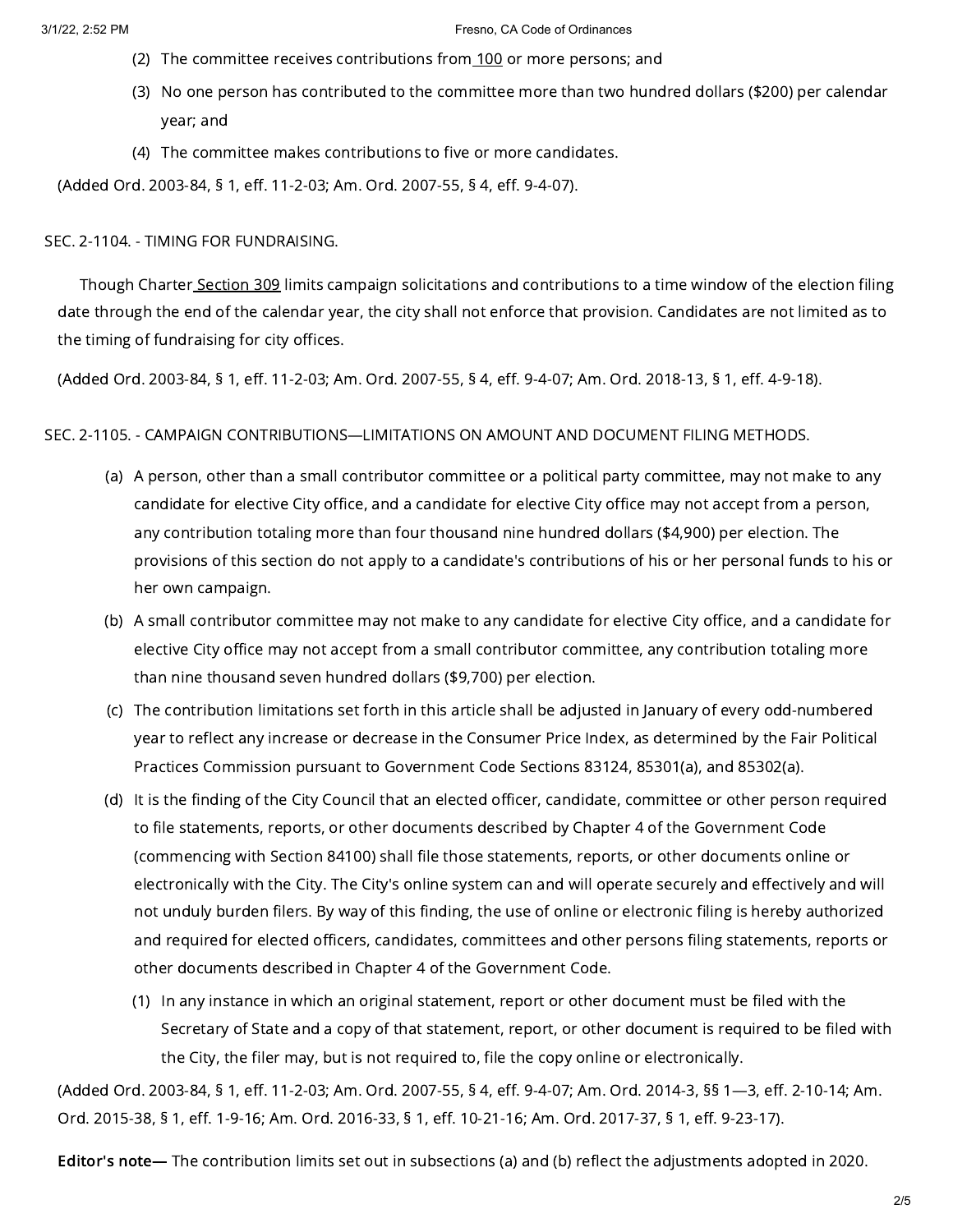(2) The committee receives contributions from 100 or more persons; and

(3) No one person has contributed to the committee more than two hundred dollars ($200) per calendar year; and

(4) The committee makes contributions to five or more candidates.

(Added Ord. 2003-84, § 1, eff. 11-2-03; Am. Ord. 2007-55, § 4, eff. 9-4-07).

SEC. 2-1104. - TIMING FOR FUNDRAISING.

Though Charter Section 309 limits campaign solicitations and contributions to a time window of the election filing date through the end of the calendar year, the city shall not enforce that provision. Candidates are not limited as to the timing of fundraising for city offices.

(Added Ord. 2003-84, § 1, eff. 11-2-03; Am. Ord. 2007-55, § 4, eff. 9-4-07; Am. Ord. 2018-13, § 1, eff. 4-9-18).

SEC. 2-1105. - CAMPAIGN CONTRIBUTIONS—LIMITATIONS ON AMOUNT AND DOCUMENT FILING METHODS.

(a) A person, other than a small contributor committee or a political party committee, may not make to any candidate for elective City office, and a candidate for elective City office may not accept from a person, any contribution totaling more than four thousand nine hundred dollars ($4,900) per election. The provisions of this section do not apply to a candidate's contributions of his or her personal funds to his or her own campaign.

(b) A small contributor committee may not make to any candidate for elective City office, and a candidate for elective City office may not accept from a small contributor committee, any contribution totaling more than nine thousand seven hundred dollars ($9,700) per election.

(c) The contribution limitations set forth in this article shall be adjusted in January of every odd-numbered year to reflect any increase or decrease in the Consumer Price Index, as determined by the Fair Political Practices Commission pursuant to Government Code Sections 83124, 85301(a), and 85302(a).

(d) It is the finding of the City Council that an elected officer, candidate, committee or other person required to file statements, reports, or other documents described by Chapter 4 of the Government Code (commencing with Section 84100) shall file those statements, reports, or other documents online or electronically with the City. The City's online system can and will operate securely and effectively and will not unduly burden filers. By way of this finding, the use of online or electronic filing is hereby authorized and required for elected officers, candidates, committees and other persons filing statements, reports or other documents described in Chapter 4 of the Government Code.

(1) In any instance in which an original statement, report or other document must be filed with the Secretary of State and a copy of that statement, report, or other document is required to be filed with the City, the filer may, but is not required to, file the copy online or electronically.

(Added Ord. 2003-84, § 1, eff. 11-2-03; Am. Ord. 2007-55, § 4, eff. 9-4-07; Am. Ord. 2014-3, §§ 1—3, eff. 2-10-14; Am. Ord. 2015-38, § 1, eff. 1-9-16; Am. Ord. 2016-33, § 1, eff. 10-21-16; Am. Ord. 2017-37, § 1, eff. 9-23-17).

**Editor's note—** The contribution limits set out in subsections (a) and (b) reflect the adjustments adopted in 2020.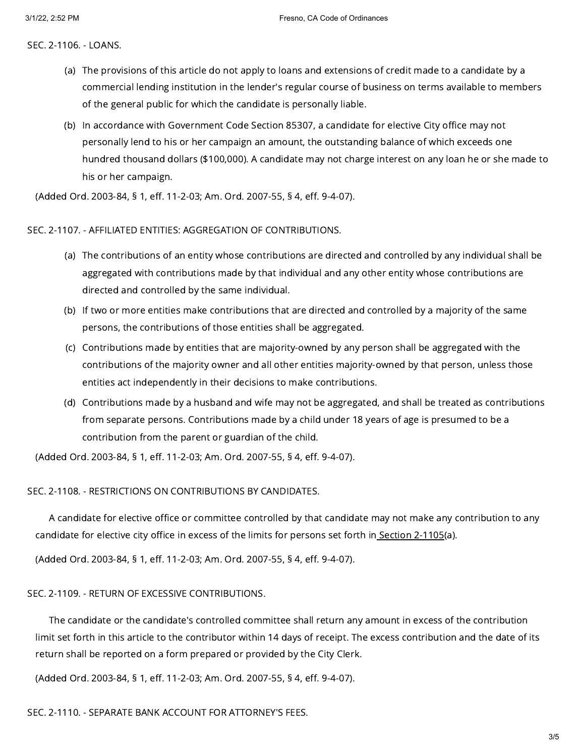SEC. 2-1106. - LOANS.

(a) The provisions of this article do not apply to loans and extensions of credit made to a candidate by a commercial lending institution in the lender's regular course of business on terms available to members of the general public for which the candidate is personally liable.

(b) In accordance with Government Code Section 85307, a candidate for elective City office may not personally lend to his or her campaign an amount, the outstanding balance of which exceeds one hundred thousand dollars ($100,000). A candidate may not charge interest on any loan he or she made to his or her campaign.

(Added Ord. 2003-84, § 1, eff. 11-2-03; Am. Ord. 2007-55, § 4, eff. 9-4-07).

SEC. 2-1107. - AFFILIATED ENTITIES: AGGREGATION OF CONTRIBUTIONS.

(a) The contributions of an entity whose contributions are directed and controlled by any individual shall be aggregated with contributions made by that individual and any other entity whose contributions are directed and controlled by the same individual.

(b) If two or more entities make contributions that are directed and controlled by a majority of the same persons, the contributions of those entities shall be aggregated.

(c) Contributions made by entities that are majority-owned by any person shall be aggregated with the contributions of the majority owner and all other entities majority-owned by that person, unless those entities act independently in their decisions to make contributions.

(d) Contributions made by a husband and wife may not be aggregated, and shall be treated as contributions from separate persons. Contributions made by a child under 18 years of age is presumed to be a contribution from the parent or guardian of the child.

(Added Ord. 2003-84, § 1, eff. 11-2-03; Am. Ord. 2007-55, § 4, eff. 9-4-07).

SEC. 2-1108. - RESTRICTIONS ON CONTRIBUTIONS BY CANDIDATES.

A candidate for elective office or committee controlled by that candidate may not make any contribution to any candidate for elective city office in excess of the limits for persons set forth in Section 2-1105(a).

(Added Ord. 2003-84, § 1, eff. 11-2-03; Am. Ord. 2007-55, § 4, eff. 9-4-07).

SEC. 2-1109. - RETURN OF EXCESSIVE CONTRIBUTIONS.

The candidate or the candidate's controlled committee shall return any amount in excess of the contribution limit set forth in this article to the contributor within 14 days of receipt. The excess contribution and the date of its return shall be reported on a form prepared or provided by the City Clerk.

(Added Ord. 2003-84, § 1, eff. 11-2-03; Am. Ord. 2007-55, § 4, eff. 9-4-07).

SEC. 2-1110. - SEPARATE BANK ACCOUNT FOR ATTORNEY'S FEES.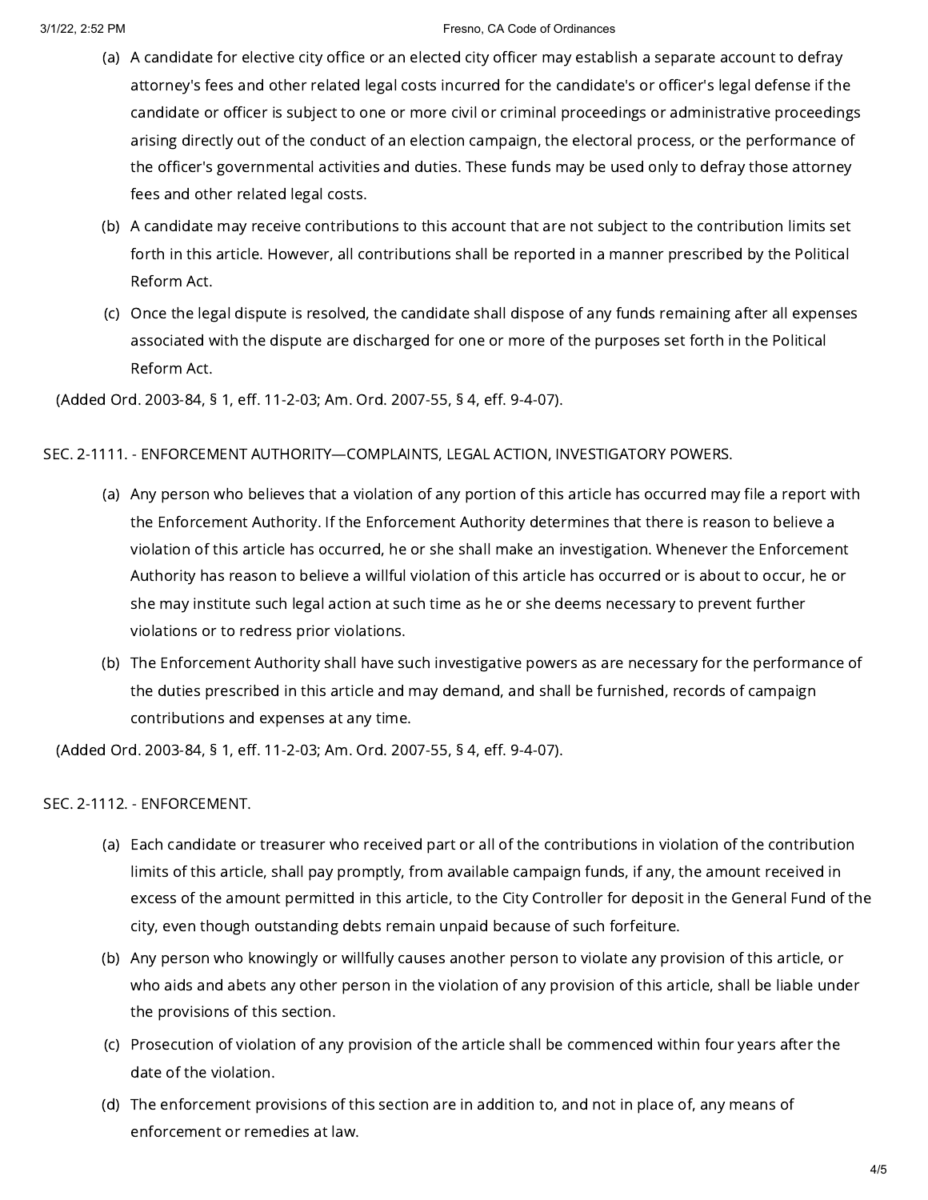(a) A candidate for elective city office or an elected city officer may establish a separate account to defray attorney's fees and other related legal costs incurred for the candidate's or officer's legal defense if the candidate or officer is subject to one or more civil or criminal proceedings or administrative proceedings arising directly out of the conduct of an election campaign, the electoral process, or the performance of the officer's governmental activities and duties. These funds may be used only to defray those attorney fees and other related legal costs.

(b) A candidate may receive contributions to this account that are not subject to the contribution limits set forth in this article. However, all contributions shall be reported in a manner prescribed by the Political Reform Act.

(c) Once the legal dispute is resolved, the candidate shall dispose of any funds remaining after all expenses associated with the dispute are discharged for one or more of the purposes set forth in the Political Reform Act.

(Added Ord. 2003-84, § 1, eff. 11-2-03; Am. Ord. 2007-55, § 4, eff. 9-4-07).

## SEC. 2-1111. - ENFORCEMENT AUTHORITY—COMPLAINTS, LEGAL ACTION, INVESTIGATORY POWERS.

(a) Any person who believes that a violation of any portion of this article has occurred may file a report with the Enforcement Authority. If the Enforcement Authority determines that there is reason to believe a violation of this article has occurred, he or she shall make an investigation. Whenever the Enforcement Authority has reason to believe a willful violation of this article has occurred or is about to occur, he or she may institute such legal action at such time as he or she deems necessary to prevent further violations or to redress prior violations.

(b) The Enforcement Authority shall have such investigative powers as are necessary for the performance of the duties prescribed in this article and may demand, and shall be furnished, records of campaign contributions and expenses at any time.

(Added Ord. 2003-84, § 1, eff. 11-2-03; Am. Ord. 2007-55, § 4, eff. 9-4-07).

## SEC. 2-1112. - ENFORCEMENT.

(a) Each candidate or treasurer who received part or all of the contributions in violation of the contribution limits of this article, shall pay promptly, from available campaign funds, if any, the amount received in excess of the amount permitted in this article, to the City Controller for deposit in the General Fund of the city, even though outstanding debts remain unpaid because of such forfeiture.

(b) Any person who knowingly or willfully causes another person to violate any provision of this article, or who aids and abets any other person in the violation of any provision of this article, shall be liable under the provisions of this section.

(c) Prosecution of violation of any provision of the article shall be commenced within four years after the date of the violation.

(d) The enforcement provisions of this section are in addition to, and not in place of, any means of enforcement or remedies at law.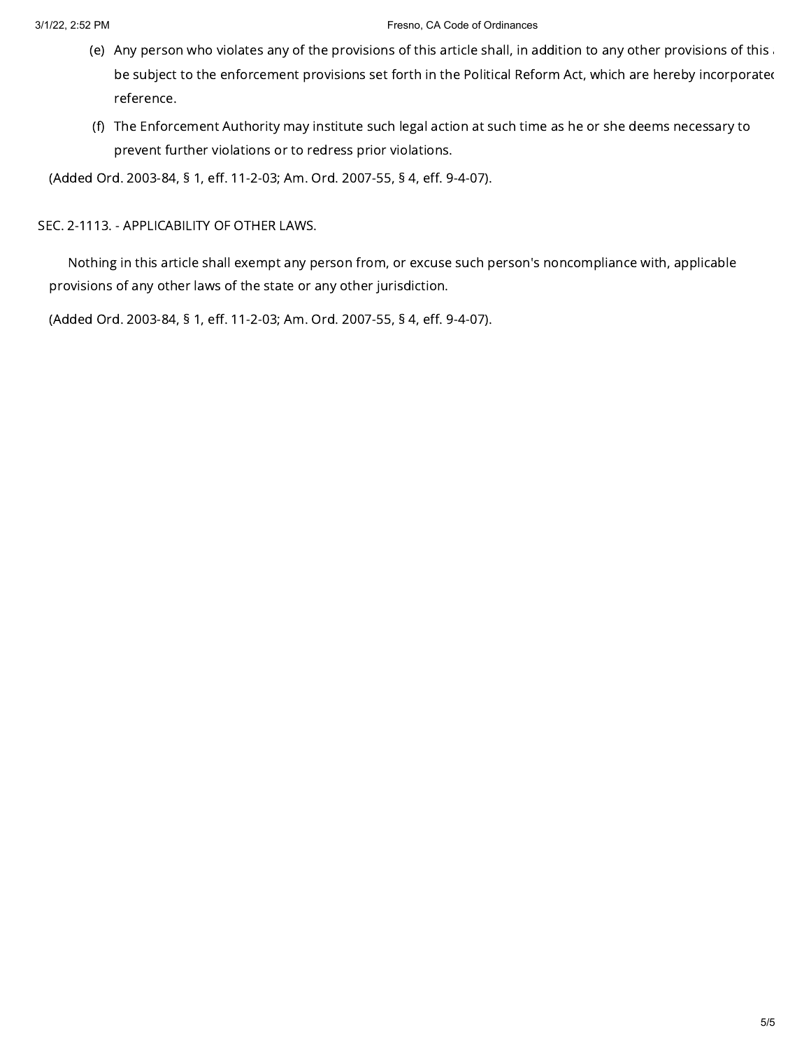(e) Any person who violates any of the provisions of this article shall, in addition to any other provisions of this a be subject to the enforcement provisions set forth in the Political Reform Act, which are hereby incorporatec reference.

(f) The Enforcement Authority may institute such legal action at such time as he or she deems necessary to prevent further violations or to redress prior violations.

(Added Ord. 2003-84, § 1, eff. 11-2-03; Am. Ord. 2007-55, § 4, eff. 9-4-07).

SEC. 2-1113. - APPLICABILITY OF OTHER LAWS.

Nothing in this article shall exempt any person from, or excuse such person's noncompliance with, applicable provisions of any other laws of the state or any other jurisdiction.

(Added Ord. 2003-84, § 1, eff. 11-2-03; Am. Ord. 2007-55, § 4, eff. 9-4-07).